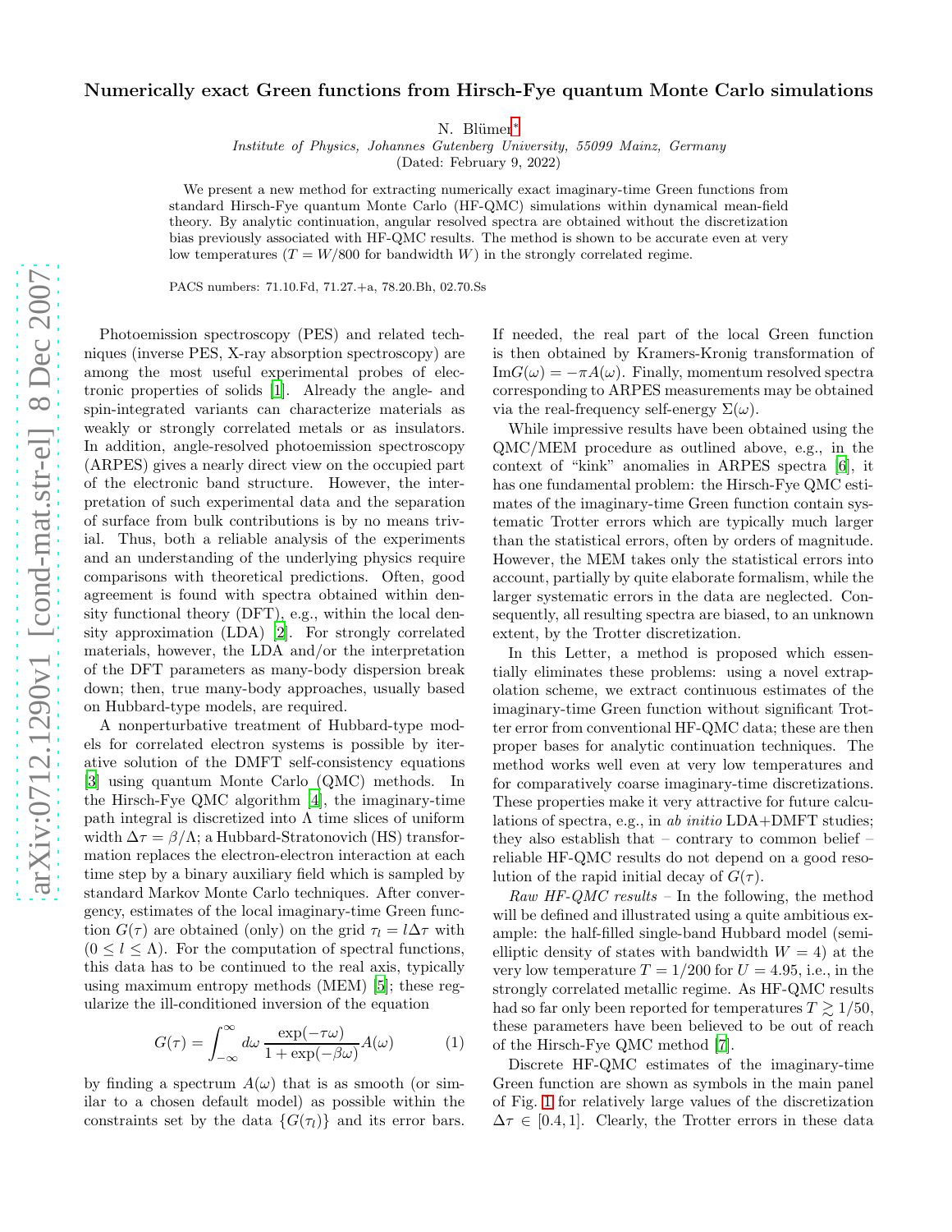# Numerically exact Green functions from Hirsch-Fye quantum Monte Carlo simulations

N. Blümer*

*Institute of Physics, Johannes Gutenberg University, 55099 Mainz, Germany*

(Dated: February 9, 2022)

We present a new method for extracting numerically exact imaginary-time Green functions from standard Hirsch-Fye quantum Monte Carlo (HF-QMC) simulations within dynamical mean-field theory. By analytic continuation, angular resolved spectra are obtained without the discretization bias previously associated with HF-QMC results. The method is shown to be accurate even at very low temperatures ($T = W/800$ for bandwidth $W$) in the strongly correlated regime.

PACS numbers: 71.10.Fd, 71.27.+a, 78.20.Bh, 02.70.Ss

Photoemission spectroscopy (PES) and related techniques (inverse PES, X-ray absorption spectroscopy) are among the most useful experimental probes of electronic properties of solids [1]. Already the angle- and spin-integrated variants can characterize materials as weakly or strongly correlated metals or as insulators. In addition, angle-resolved photoemission spectroscopy (ARPES) gives a nearly direct view on the occupied part of the electronic band structure. However, the interpretation of such experimental data and the separation of surface from bulk contributions is by no means trivial. Thus, both a reliable analysis of the experiments and an understanding of the underlying physics require comparisons with theoretical predictions. Often, good agreement is found with spectra obtained within density functional theory (DFT), e.g., within the local density approximation (LDA) [2]. For strongly correlated materials, however, the LDA and/or the interpretation of the DFT parameters as many-body dispersion break down; then, true many-body approaches, usually based on Hubbard-type models, are required.

A nonperturbative treatment of Hubbard-type models for correlated electron systems is possible by iterative solution of the DMFT self-consistency equations [3] using quantum Monte Carlo (QMC) methods. In the Hirsch-Fye QMC algorithm [4], the imaginary-time path integral is discretized into $\Lambda$ time slices of uniform width $\Delta\tau = \beta/\Lambda$; a Hubbard-Stratonovich (HS) transformation replaces the electron-electron interaction at each time step by a binary auxiliary field which is sampled by standard Markov Monte Carlo techniques. After convergency, estimates of the local imaginary-time Green function $G(\tau)$ are obtained (only) on the grid $\tau_l = l\Delta\tau$ with $(0 \leq l \leq \Lambda)$. For the computation of spectral functions, this data has to be continued to the real axis, typically using maximum entropy methods (MEM) [5]; these regularize the ill-conditioned inversion of the equation

$$G(\tau) = \int_{-\infty}^{\infty} d\omega \, \frac{\exp(-\tau\omega)}{1 + \exp(-\beta\omega)} A(\omega) \qquad (1)$$

by finding a spectrum $A(\omega)$ that is as smooth (or similar to a chosen default model) as possible within the constraints set by the data $\{G(\tau_l)\}$ and its error bars. If needed, the real part of the local Green function is then obtained by Kramers-Kronig transformation of $\text{Im}G(\omega) = -\pi A(\omega)$. Finally, momentum resolved spectra corresponding to ARPES measurements may be obtained via the real-frequency self-energy $\Sigma(\omega)$.

While impressive results have been obtained using the QMC/MEM procedure as outlined above, e.g., in the context of "kink" anomalies in ARPES spectra [6], it has one fundamental problem: the Hirsch-Fye QMC estimates of the imaginary-time Green function contain systematic Trotter errors which are typically much larger than the statistical errors, often by orders of magnitude. However, the MEM takes only the statistical errors into account, partially by quite elaborate formalism, while the larger systematic errors in the data are neglected. Consequently, all resulting spectra are biased, to an unknown extent, by the Trotter discretization.

In this Letter, a method is proposed which essentially eliminates these problems: using a novel extrapolation scheme, we extract continuous estimates of the imaginary-time Green function without significant Trotter error from conventional HF-QMC data; these are then proper bases for analytic continuation techniques. The method works well even at very low temperatures and for comparatively coarse imaginary-time discretizations. These properties make it very attractive for future calculations of spectra, e.g., in *ab initio* LDA+DMFT studies; they also establish that – contrary to common belief – reliable HF-QMC results do not depend on a good resolution of the rapid initial decay of $G(\tau)$.

*Raw HF-QMC results* – In the following, the method will be defined and illustrated using a quite ambitious example: the half-filled single-band Hubbard model (semi-elliptic density of states with bandwidth $W = 4$) at the very low temperature $T = 1/200$ for $U = 4.95$, i.e., in the strongly correlated metallic regime. As HF-QMC results had so far only been reported for temperatures $T \gtrsim 1/50$, these parameters have been believed to be out of reach of the Hirsch-Fye QMC method [7].

Discrete HF-QMC estimates of the imaginary-time Green function are shown as symbols in the main panel of Fig. 1 for relatively large values of the discretization $\Delta\tau \in [0.4, 1]$. Clearly, the Trotter errors in these data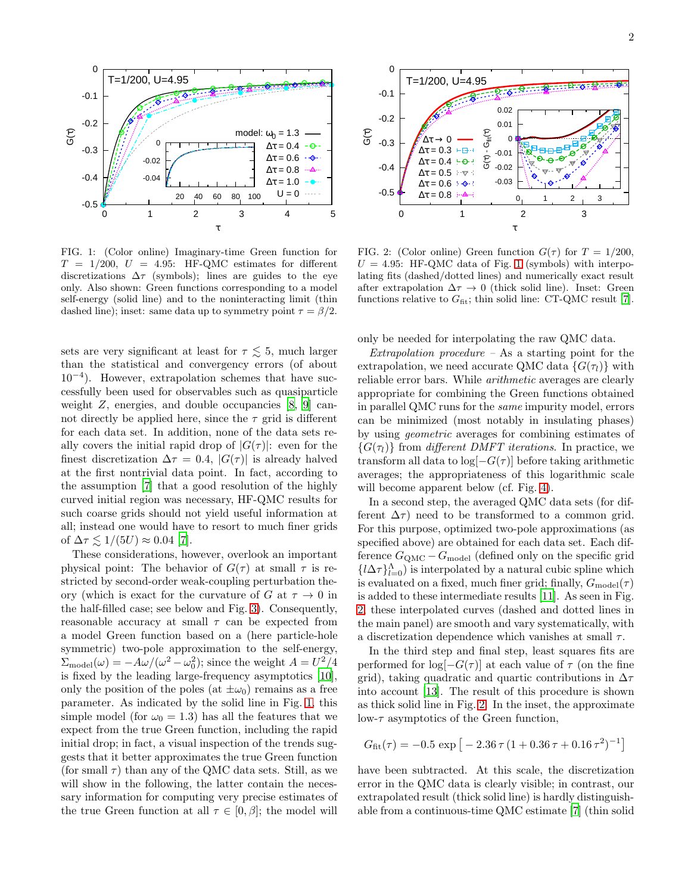FIG. 1: (Color online) Imaginary-time Green function for $T = 1/200$, $U = 4.95$: HF-QMC estimates for different discretizations $\Delta\tau$ (symbols); lines are guides to the eye only. Also shown: Green functions corresponding to a model self-energy (solid line) and to the noninteracting limit (thin dashed line); inset: same data up to symmetry point $\tau = \beta/2$.

FIG. 2: (Color online) Green function $G(\tau)$ for $T = 1/200$, $U = 4.95$: HF-QMC data of Fig. 1 (symbols) with interpolating fits (dashed/dotted lines) and numerically exact result after extrapolation $\Delta\tau \to 0$ (thick solid line). Inset: Green functions relative to $G_{\rm fit}$; thin solid line: CT-QMC result [7].

sets are very significant at least for $\tau \lesssim 5$, much larger than the statistical and convergency errors (of about $10^{-4}$). However, extrapolation schemes that have successfully been used for observables such as quasiparticle weight $Z$, energies, and double occupancies [8, 9] cannot directly be applied here, since the $\tau$ grid is different for each data set. In addition, none of the data sets really covers the initial rapid drop of $|G(\tau)|$: even for the finest discretization $\Delta\tau = 0.4$, $|G(\tau)|$ is already halved at the first nontrivial data point. In fact, according to the assumption [7] that a good resolution of the highly curved initial region was necessary, HF-QMC results for such coarse grids should not yield useful information at all; instead one would have to resort to much finer grids of $\Delta\tau \lesssim 1/(5U) \approx 0.04$ [7].

These considerations, however, overlook an important physical point: The behavior of $G(\tau)$ at small $\tau$ is restricted by second-order weak-coupling perturbation theory (which is exact for the curvature of $G$ at $\tau \to 0$ in the half-filled case; see below and Fig. 3). Consequently, reasonable accuracy at small $\tau$ can be expected from a model Green function based on a (here particle-hole symmetric) two-pole approximation to the self-energy, $\Sigma_{\rm model}(\omega) = -A\omega/(\omega^2 - \omega_0^2)$; since the weight $A = U^2/4$ is fixed by the leading large-frequency asymptotics [10], only the position of the poles (at $\pm\omega_0$) remains as a free parameter. As indicated by the solid line in Fig. 1, this simple model (for $\omega_0 = 1.3$) has all the features that we expect from the true Green function, including the rapid initial drop; in fact, a visual inspection of the trends suggests that it better approximates the true Green function (for small $\tau$) than any of the QMC data sets. Still, as we will show in the following, the latter contain the necessary information for computing very precise estimates of the true Green function at all $\tau \in [0, \beta]$; the model will only be needed for interpolating the raw QMC data.

*Extrapolation procedure* – As a starting point for the extrapolation, we need accurate QMC data $\{G(\tau_l)\}$ with reliable error bars. While *arithmetic* averages are clearly appropriate for combining the Green functions obtained in parallel QMC runs for the *same* impurity model, errors can be minimized (most notably in insulating phases) by using *geometric* averages for combining estimates of $\{G(\tau_l)\}$ from *different DMFT iterations*. In practice, we transform all data to $\log[-G(\tau)]$ before taking arithmetic averages; the appropriateness of this logarithmic scale will become apparent below (cf. Fig. 4).

In a second step, the averaged QMC data sets (for different $\Delta\tau$) need to be transformed to a common grid. For this purpose, optimized two-pole approximations (as specified above) are obtained for each data set. Each difference $G_{\rm QMC} - G_{\rm model}$ (defined only on the specific grid $\{l\Delta\tau\}_{l=0}^{\Lambda}$) is interpolated by a natural cubic spline which is evaluated on a fixed, much finer grid; finally, $G_{\rm model}(\tau)$ is added to these intermediate results [11]. As seen in Fig. 2, these interpolated curves (dashed and dotted lines in the main panel) are smooth and vary systematically, with a discretization dependence which vanishes at small $\tau$.

In the third step and final step, least squares fits are performed for $\log[-G(\tau)]$ at each value of $\tau$ (on the fine grid), taking quadratic and quartic contributions in $\Delta\tau$ into account [13]. The result of this procedure is shown as thick solid line in Fig. 2. In the inset, the approximate low-$\tau$ asymptotics of the Green function,

$$G_{\rm fit}(\tau) = -0.5 \exp\left[ -2.36\, \tau\, (1 + 0.36\, \tau + 0.16\, \tau^2)^{-1} \right]$$

have been subtracted. At this scale, the discretization error in the QMC data is clearly visible; in contrast, our extrapolated result (thick solid line) is hardly distinguishable from a continuous-time QMC estimate [7] (thin solid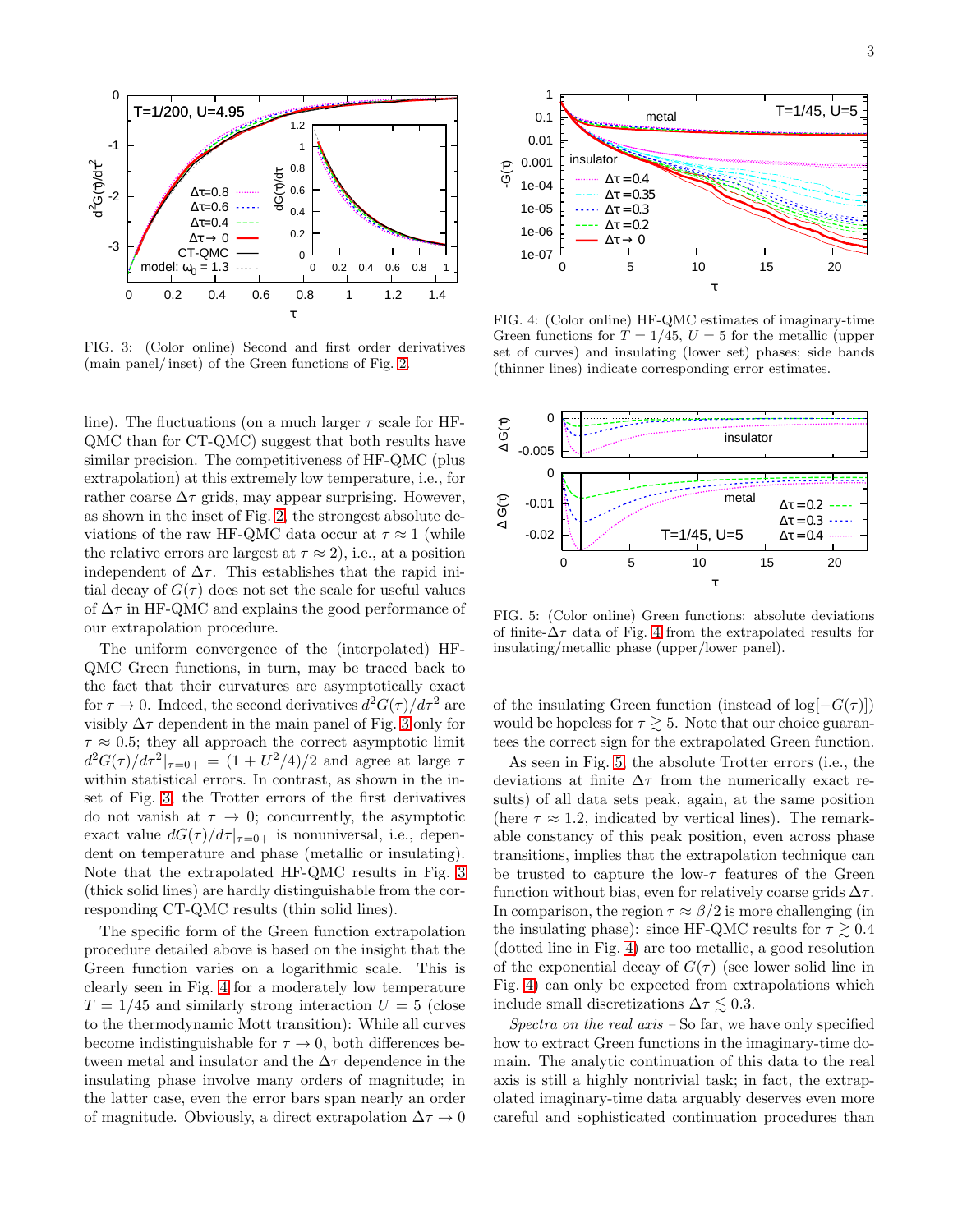FIG. 3: (Color online) Second and first order derivatives (main panel/ inset) of the Green functions of Fig. 2.

FIG. 4: (Color online) HF-QMC estimates of imaginary-time Green functions for $T = 1/45$, $U = 5$ for the metallic (upper set of curves) and insulating (lower set) phases; side bands (thinner lines) indicate corresponding error estimates.

FIG. 5: (Color online) Green functions: absolute deviations of finite-$\Delta\tau$ data of Fig. 4 from the extrapolated results for insulating/metallic phase (upper/lower panel).

line). The fluctuations (on a much larger $\tau$ scale for HF-QMC than for CT-QMC) suggest that both results have similar precision. The competitiveness of HF-QMC (plus extrapolation) at this extremely low temperature, i.e., for rather coarse $\Delta\tau$ grids, may appear surprising. However, as shown in the inset of Fig. 2, the strongest absolute deviations of the raw HF-QMC data occur at $\tau \approx 1$ (while the relative errors are largest at $\tau \approx 2$), i.e., at a position independent of $\Delta\tau$. This establishes that the rapid initial decay of $G(\tau)$ does not set the scale for useful values of $\Delta\tau$ in HF-QMC and explains the good performance of our extrapolation procedure.

The uniform convergence of the (interpolated) HF-QMC Green functions, in turn, may be traced back to the fact that their curvatures are asymptotically exact for $\tau \to 0$. Indeed, the second derivatives $d^2G(\tau)/d\tau^2$ are visibly $\Delta\tau$ dependent in the main panel of Fig. 3 only for $\tau \approx 0.5$; they all approach the correct asymptotic limit $d^2G(\tau)/d\tau^2|_{\tau=0+} = (1+U^2/4)/2$ and agree at large $\tau$ within statistical errors. In contrast, as shown in the inset of Fig. 3, the Trotter errors of the first derivatives do not vanish at $\tau \to 0$; concurrently, the asymptotic exact value $dG(\tau)/d\tau|_{\tau=0+}$ is nonuniversal, i.e., dependent on temperature and phase (metallic or insulating). Note that the extrapolated HF-QMC results in Fig. 3 (thick solid lines) are hardly distinguishable from the corresponding CT-QMC results (thin solid lines).

The specific form of the Green function extrapolation procedure detailed above is based on the insight that the Green function varies on a logarithmic scale. This is clearly seen in Fig. 4 for a moderately low temperature $T = 1/45$ and similarly strong interaction $U = 5$ (close to the thermodynamic Mott transition): While all curves become indistinguishable for $\tau \to 0$, both differences between metal and insulator and the $\Delta\tau$ dependence in the insulating phase involve many orders of magnitude; in the latter case, even the error bars span nearly an order of magnitude. Obviously, a direct extrapolation $\Delta\tau \to 0$ of the insulating Green function (instead of $\log[-G(\tau)]$) would be hopeless for $\tau \gtrsim 5$. Note that our choice guarantees the correct sign for the extrapolated Green function.

As seen in Fig. 5, the absolute Trotter errors (i.e., the deviations at finite $\Delta\tau$ from the numerically exact results) of all data sets peak, again, at the same position (here $\tau \approx 1.2$, indicated by vertical lines). The remarkable constancy of this peak position, even across phase transitions, implies that the extrapolation technique can be trusted to capture the low-$\tau$ features of the Green function without bias, even for relatively coarse grids $\Delta\tau$. In comparison, the region $\tau \approx \beta/2$ is more challenging (in the insulating phase): since HF-QMC results for $\tau \gtrsim 0.4$ (dotted line in Fig. 4) are too metallic, a good resolution of the exponential decay of $G(\tau)$ (see lower solid line in Fig. 4) can only be expected from extrapolations which include small discretizations $\Delta\tau \lesssim 0.3$.

*Spectra on the real axis* – So far, we have only specified how to extract Green functions in the imaginary-time domain. The analytic continuation of this data to the real axis is still a highly nontrivial task; in fact, the extrapolated imaginary-time data arguably deserves even more careful and sophisticated continuation procedures than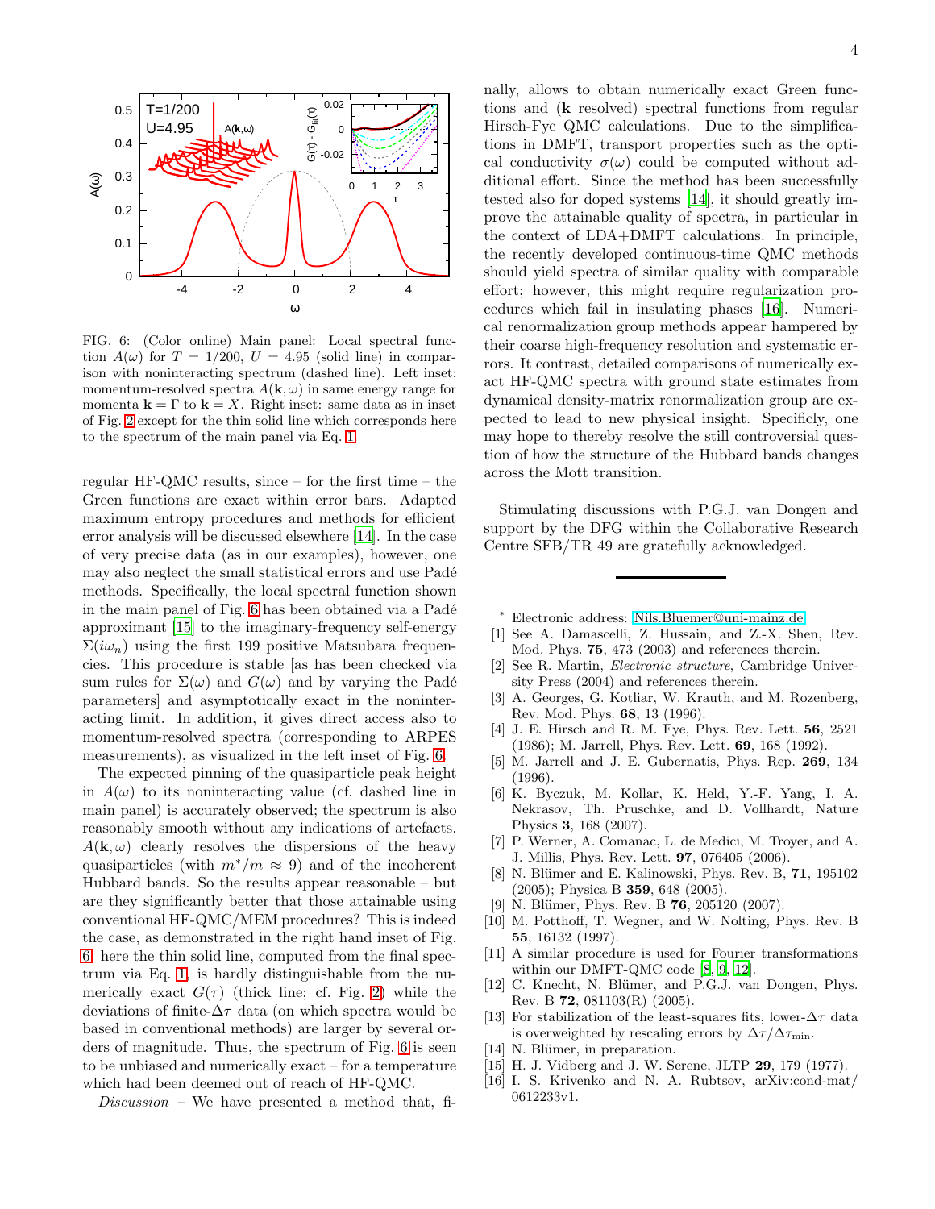T=1/200
U=4.95
A(**k**,ω)
A(ω)
ω
G(τ) - G<sub>fit</sub>(τ)
τ

FIG. 6: (Color online) Main panel: Local spectral function $A(\omega)$ for $T = 1/200$, $U = 4.95$ (solid line) in comparison with noninteracting spectrum (dashed line). Left inset: momentum-resolved spectra $A(\mathbf{k}, \omega)$ in same energy range for momenta $\mathbf{k} = \Gamma$ to $\mathbf{k} = X$. Right inset: same data as in inset of Fig. 2 except for the thin solid line which corresponds here to the spectrum of the main panel via Eq. 1.

regular HF-QMC results, since – for the first time – the Green functions are exact within error bars. Adapted maximum entropy procedures and methods for efficient error analysis will be discussed elsewhere [14]. In the case of very precise data (as in our examples), however, one may also neglect the small statistical errors and use Padé methods. Specifically, the local spectral function shown in the main panel of Fig. 6 has been obtained via a Padé approximant [15] to the imaginary-frequency self-energy $\Sigma(i\omega_n)$ using the first 199 positive Matsubara frequencies. This procedure is stable [as has been checked via sum rules for $\Sigma(\omega)$ and $G(\omega)$ and by varying the Padé parameters] and asymptotically exact in the noninteracting limit. In addition, it gives direct access also to momentum-resolved spectra (corresponding to ARPES measurements), as visualized in the left inset of Fig. 6.

The expected pinning of the quasiparticle peak height in $A(\omega)$ to its noninteracting value (cf. dashed line in main panel) is accurately observed; the spectrum is also reasonably smooth without any indications of artefacts. $A(\mathbf{k}, \omega)$ clearly resolves the dispersions of the heavy quasiparticles (with $m^*/m \approx 9$) and of the incoherent Hubbard bands. So the results appear reasonable – but are they significantly better that those attainable using conventional HF-QMC/MEM procedures? This is indeed the case, as demonstrated in the right hand inset of Fig. 6: here the thin solid line, computed from the final spectrum via Eq. 1, is hardly distinguishable from the numerically exact $G(\tau)$ (thick line; cf. Fig. 2) while the deviations of finite-$\Delta\tau$ data (on which spectra would be based in conventional methods) are larger by several orders of magnitude. Thus, the spectrum of Fig. 6 is seen to be unbiased and numerically exact – for a temperature which had been deemed out of reach of HF-QMC.

*Discussion* – We have presented a method that, finally, allows to obtain numerically exact Green functions and ($\mathbf{k}$ resolved) spectral functions from regular Hirsch-Fye QMC calculations. Due to the simplifications in DMFT, transport properties such as the optical conductivity $\sigma(\omega)$ could be computed without additional effort. Since the method has been successfully tested also for doped systems [14], it should greatly improve the attainable quality of spectra, in particular in the context of LDA+DMFT calculations. In principle, the recently developed continuous-time QMC methods should yield spectra of similar quality with comparable effort; however, this might require regularization procedures which fail in insulating phases [16]. Numerical renormalization group methods appear hampered by their coarse high-frequency resolution and systematic errors. It contrast, detailed comparisons of numerically exact HF-QMC spectra with ground state estimates from dynamical density-matrix renormalization group are expected to lead to new physical insight. Specificly, one may hope to thereby resolve the still controversial question of how the structure of the Hubbard bands changes across the Mott transition.

Stimulating discussions with P.G.J. van Dongen and support by the DFG within the Collaborative Research Centre SFB/TR 49 are gratefully acknowledged.

---

\* Electronic address: Nils.Bluemer@uni-mainz.de

[1] See A. Damascelli, Z. Hussain, and Z.-X. Shen, Rev. Mod. Phys. **75**, 473 (2003) and references therein.
[2] See R. Martin, *Electronic structure*, Cambridge University Press (2004) and references therein.
[3] A. Georges, G. Kotliar, W. Krauth, and M. Rozenberg, Rev. Mod. Phys. **68**, 13 (1996).
[4] J. E. Hirsch and R. M. Fye, Phys. Rev. Lett. **56**, 2521 (1986); M. Jarrell, Phys. Rev. Lett. **69**, 168 (1992).
[5] M. Jarrell and J. E. Gubernatis, Phys. Rep. **269**, 134 (1996).
[6] K. Byczuk, M. Kollar, K. Held, Y.-F. Yang, I. A. Nekrasov, Th. Pruschke, and D. Vollhardt, Nature Physics **3**, 168 (2007).
[7] P. Werner, A. Comanac, L. de Medici, M. Troyer, and A. J. Millis, Phys. Rev. Lett. **97**, 076405 (2006).
[8] N. Blümer and E. Kalinowski, Phys. Rev. B, **71**, 195102 (2005); Physica B **359**, 648 (2005).
[9] N. Blümer, Phys. Rev. B **76**, 205120 (2007).
[10] M. Potthoff, T. Wegner, and W. Nolting, Phys. Rev. B **55**, 16132 (1997).
[11] A similar procedure is used for Fourier transformations within our DMFT-QMC code [8, 9, 12].
[12] C. Knecht, N. Blümer, and P.G.J. van Dongen, Phys. Rev. B **72**, 081103(R) (2005).
[13] For stabilization of the least-squares fits, lower-$\Delta\tau$ data is overweighted by rescaling errors by $\Delta\tau/\Delta\tau_{\min}$.
[14] N. Blümer, in preparation.
[15] H. J. Vidberg and J. W. Serene, JLTP **29**, 179 (1977).
[16] I. S. Krivenko and N. A. Rubtsov, arXiv:cond-mat/0612233v1.